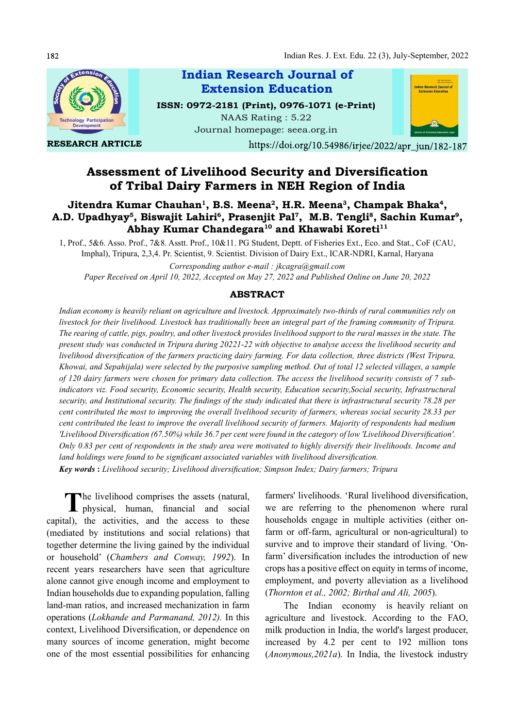Indian Research Journal of Extension Education

ISSN: 0972-2181 (Print), 0976-1071 (e-Print)

NAAS Rating : 5.22

Journal homepage: seea.org.in

RESEARCH ARTICLE

https://doi.org/10.54986/irjee/2022/apr_jun/182-187

# Assessment of Livelihood Security and Diversification of Tribal Dairy Farmers in NEH Region of India

**Jitendra Kumar Chauhan[1], B.S. Meena[2], H.R. Meena[3], Champak Bhaka[4], A.D. Upadhyay[5], Biswajit Lahiri[6], Prasenjit Pal[7], M.B. Tengli[8], Sachin Kumar[9], Abhay Kumar Chandegara[10] and Khawabi Koreti[11]**

1, Prof., 5&6. Asso. Prof., 7&8. Asstt. Prof., 10&11. PG Student, Deptt. of Fisheries Ext., Eco. and Stat., CoF (CAU, Imphal), Tripura, 2,3,4. Pr. Scientist, 9. Scientist. Division of Dairy Ext., ICAR-NDRI, Karnal, Haryana

*Corresponding author e-mail : jkcagra@gmail.com*

*Paper Received on April 10, 2022, Accepted on May 27, 2022 and Published Online on June 20, 2022*

## ABSTRACT

*Indian economy is heavily reliant on agriculture and livestock. Approximately two-thirds of rural communities rely on livestock for their livelihood. Livestock has traditionally been an integral part of the framing community of Tripura. The rearing of cattle, pigs, poultry, and other livestock provides livelihood support to the rural masses in the state. The present study was conducted in Tripura during 20221-22 with objective to analyse access the livelihood security and livelihood diversification of the farmers practicing dairy farming. For data collection, three districts (West Tripura, Khowai, and Sepahijala) were selected by the purposive sampling method. Out of total 12 selected villages, a sample of 120 dairy farmers were chosen for primary data collection. The access the livelihood security consists of 7 sub-indicators viz. Food security, Economic security, Health security, Education security,Social security, Infrastructural security, and Institutional security. The findings of the study indicated that there is infrastructural security 78.28 per cent contributed the most to improving the overall livelihood security of farmers, whereas social security 28.33 per cent contributed the least to improve the overall livelihood security of farmers. Majority of respondents had medium 'Livelihood Diversification (67.50%) while 36.7 per cent were found in the category of low 'Livelihood Diversification'. Only 0.83 per cent of respondents in the study area were motivated to highly diversify their livelihoods. Income and land holdings were found to be significant associated variables with livelihood diversification.*

***Key words** : Livelihood security; Livelihood diversification; Simpson Index; Dairy farmers; Tripura*

The livelihood comprises the assets (natural, physical, human, financial and social capital), the activities, and the access to these (mediated by institutions and social relations) that together determine the living gained by the individual or household' (*Chambers and Conway, 1992*). In recent years researchers have seen that agriculture alone cannot give enough income and employment to Indian households due to expanding population, falling land-man ratios, and increased mechanization in farm operations (*Lokhande and Parmanand, 2012).* In this context, Livelihood Diversification, or dependence on many sources of income generation, might become one of the most essential possibilities for enhancing farmers' livelihoods. 'Rural livelihood diversification, we are referring to the phenomenon where rural households engage in multiple activities (either on-farm or off-farm, agricultural or non-agricultural) to survive and to improve their standard of living. 'On-farm' diversification includes the introduction of new crops has a positive effect on equity in terms of income, employment, and poverty alleviation as a livelihood (*Thornton et al., 2002; Birthal and Ali, 2005*).

The Indian economy is heavily reliant on agriculture and livestock. According to the FAO, milk production in India, the world's largest producer, increased by 4.2 per cent to 192 million tons (*Anonymous,2021a*). In India, the livestock industry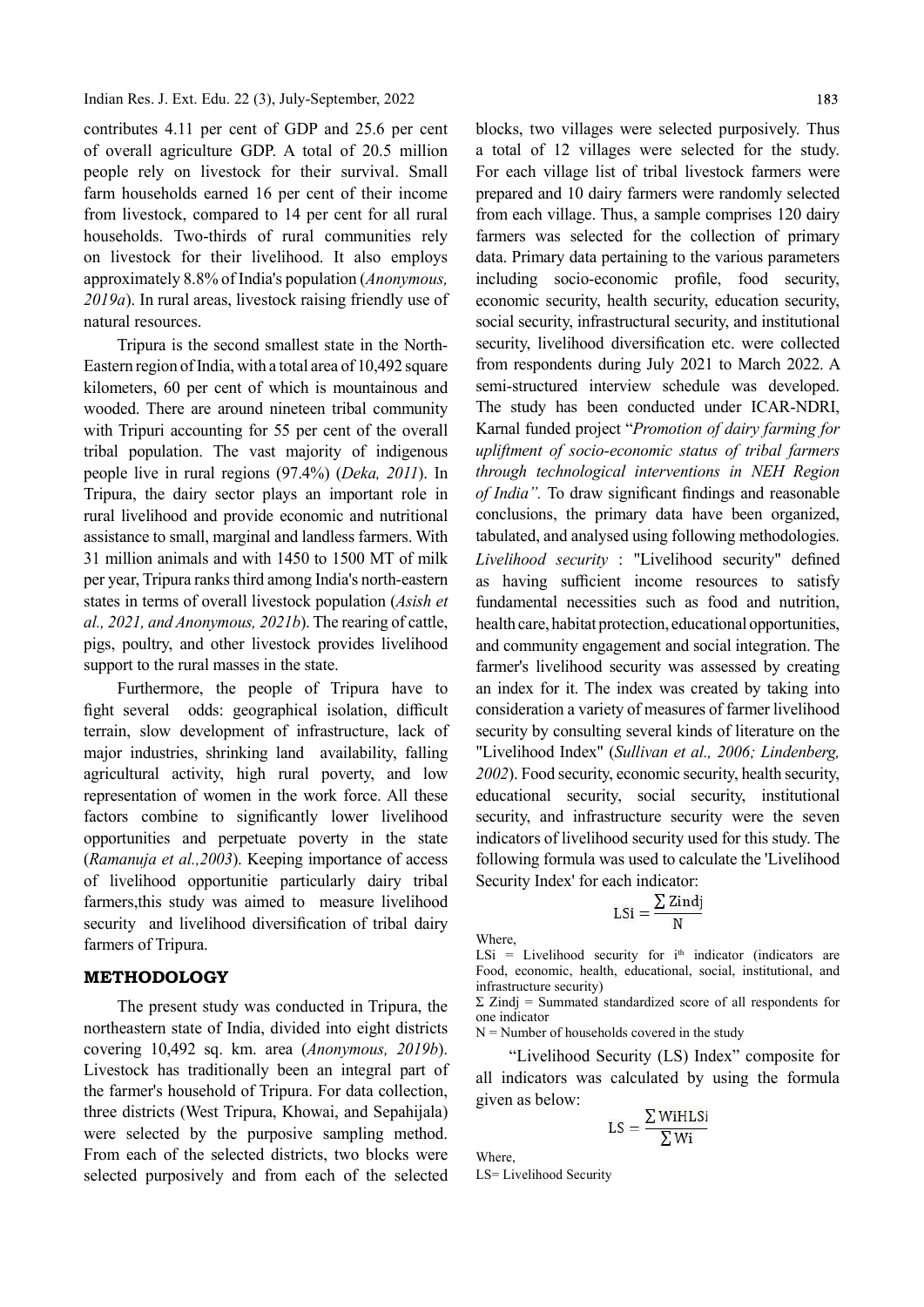contributes 4.11 per cent of GDP and 25.6 per cent of overall agriculture GDP. A total of 20.5 million people rely on livestock for their survival. Small farm households earned 16 per cent of their income from livestock, compared to 14 per cent for all rural households. Two-thirds of rural communities rely on livestock for their livelihood. It also employs approximately 8.8% of India's population (*Anonymous, 2019a*). In rural areas, livestock raising friendly use of natural resources.

Tripura is the second smallest state in the North-Eastern region of India, with a total area of 10,492 square kilometers, 60 per cent of which is mountainous and wooded. There are around nineteen tribal community with Tripuri accounting for 55 per cent of the overall tribal population. The vast majority of indigenous people live in rural regions (97.4%) (*Deka, 2011*). In Tripura, the dairy sector plays an important role in rural livelihood and provide economic and nutritional assistance to small, marginal and landless farmers. With 31 million animals and with 1450 to 1500 MT of milk per year, Tripura ranks third among India's north-eastern states in terms of overall livestock population (*Asish et al., 2021, and Anonymous, 2021b*). The rearing of cattle, pigs, poultry, and other livestock provides livelihood support to the rural masses in the state.

Furthermore, the people of Tripura have to fight several odds: geographical isolation, difficult terrain, slow development of infrastructure, lack of major industries, shrinking land availability, falling agricultural activity, high rural poverty, and low representation of women in the work force. All these factors combine to significantly lower livelihood opportunities and perpetuate poverty in the state (*Ramanuja et al.,2003*). Keeping importance of access of livelihood opportunitie particularly dairy tribal farmers,this study was aimed to measure livelihood security and livelihood diversification of tribal dairy farmers of Tripura.

## METHODOLOGY

The present study was conducted in Tripura, the northeastern state of India, divided into eight districts covering 10,492 sq. km. area (*Anonymous, 2019b*). Livestock has traditionally been an integral part of the farmer's household of Tripura. For data collection, three districts (West Tripura, Khowai, and Sepahijala) were selected by the purposive sampling method. From each of the selected districts, two blocks were selected purposively and from each of the selected blocks, two villages were selected purposively. Thus a total of 12 villages were selected for the study. For each village list of tribal livestock farmers were prepared and 10 dairy farmers were randomly selected from each village. Thus, a sample comprises 120 dairy farmers was selected for the collection of primary data. Primary data pertaining to the various parameters including socio-economic profile, food security, economic security, health security, education security, social security, infrastructural security, and institutional security, livelihood diversification etc. were collected from respondents during July 2021 to March 2022. A semi-structured interview schedule was developed. The study has been conducted under ICAR-NDRI, Karnal funded project "*Promotion of dairy farming for upliftment of socio-economic status of tribal farmers through technological interventions in NEH Region of India".* To draw significant findings and reasonable conclusions, the primary data have been organized, tabulated, and analysed using following methodologies.

*Livelihood security* : "Livelihood security" defined as having sufficient income resources to satisfy fundamental necessities such as food and nutrition, health care, habitat protection, educational opportunities, and community engagement and social integration. The farmer's livelihood security was assessed by creating an index for it. The index was created by taking into consideration a variety of measures of farmer livelihood security by consulting several kinds of literature on the "Livelihood Index" (*Sullivan et al., 2006; Lindenberg, 2002*). Food security, economic security, health security, educational security, social security, institutional security, and infrastructure security were the seven indicators of livelihood security used for this study. The following formula was used to calculate the 'Livelihood Security Index' for each indicator:

$$LSi = \frac{\sum Zindj}{N}$$

Where,

LSi = Livelihood security for i$^{th}$ indicator (indicators are Food, economic, health, educational, social, institutional, and infrastructure security)

$\Sigma$ Zindj = Summated standardized score of all respondents for one indicator

N = Number of households covered in the study

"Livelihood Security (LS) Index" composite for all indicators was calculated by using the formula given as below:

$$LS = \frac{\sum WiHLSi}{\sum Wi}$$

Where,

LS= Livelihood Security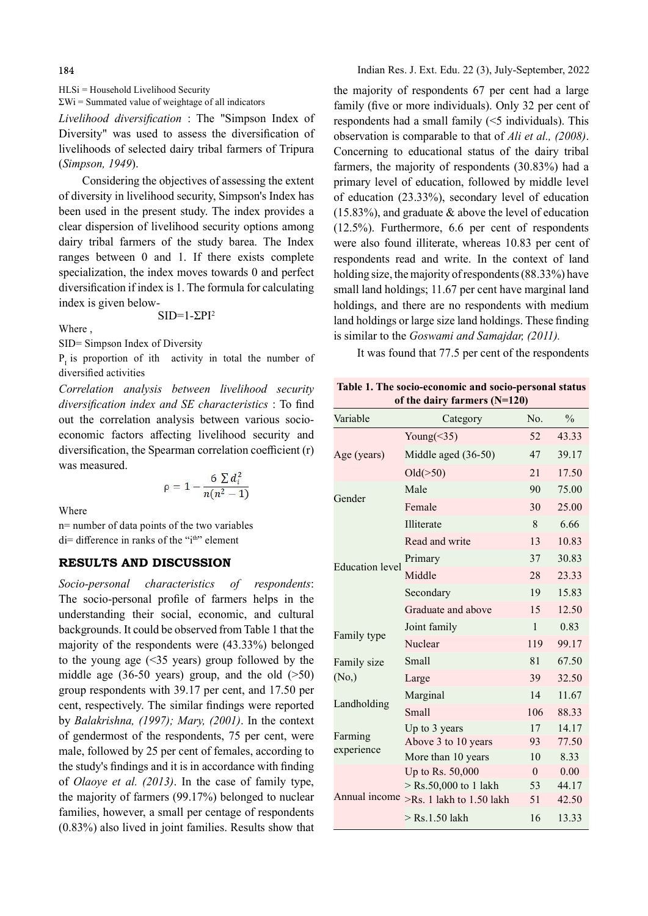HLSi = Household Livelihood Security

ΣWi = Summated value of weightage of all indicators

*Livelihood diversification* : The "Simpson Index of Diversity" was used to assess the diversification of livelihoods of selected dairy tribal farmers of Tripura (*Simpson, 1949*).

Considering the objectives of assessing the extent of diversity in livelihood security, Simpson's Index has been used in the present study. The index provides a clear dispersion of livelihood security options among dairy tribal farmers of the study barea. The Index ranges between 0 and 1. If there exists complete specialization, the index moves towards 0 and perfect diversification if index is 1. The formula for calculating index is given below-

$$SID=1-\Sigma PI^2$$

Where ,

SID= Simpson Index of Diversity

$P_i$ is proportion of ith activity in total the number of diversified activities

*Correlation analysis between livelihood security diversification index and SE characteristics* : To find out the correlation analysis between various socio-economic factors affecting livelihood security and diversification, the Spearman correlation coefficient (r) was measured.

$$\rho = 1 - \frac{6\sum d_i^2}{n(n^2-1)}$$

Where

n= number of data points of the two variables

di= difference in ranks of the "ith" element

## RESULTS AND DISCUSSION

*Socio-personal characteristics of respondents*: The socio-personal profile of farmers helps in the understanding their social, economic, and cultural backgrounds. It could be observed from Table 1 that the majority of the respondents were (43.33%) belonged to the young age (<35 years) group followed by the middle age (36-50 years) group, and the old (>50) group respondents with 39.17 per cent, and 17.50 per cent, respectively. The similar findings were reported by *Balakrishna, (1997); Mary, (2001)*. In the context of gendermost of the respondents, 75 per cent, were male, followed by 25 per cent of females, according to the study's findings and it is in accordance with finding of *Olaoye et al. (2013)*. In the case of family type, the majority of farmers (99.17%) belonged to nuclear families, however, a small per centage of respondents (0.83%) also lived in joint families. Results show that the majority of respondents 67 per cent had a large family (five or more individuals). Only 32 per cent of respondents had a small family (<5 individuals). This observation is comparable to that of *Ali et al., (2008)*. Concerning to educational status of the dairy tribal farmers, the majority of respondents (30.83%) had a primary level of education, followed by middle level of education (23.33%), secondary level of education (15.83%), and graduate & above the level of education (12.5%). Furthermore, 6.6 per cent of respondents were also found illiterate, whereas 10.83 per cent of respondents read and write. In the context of land holding size, the majority of respondents (88.33%) have small land holdings; 11.67 per cent have marginal land holdings, and there are no respondents with medium land holdings or large size land holdings. These finding is similar to the *Goswami and Samajdar, (2011).*

It was found that 77.5 per cent of the respondents

**Table 1. The socio-economic and socio-personal status of the dairy farmers (N=120)**

| Variable | Category | No. | % |
|---|---|---|---|
| Age (years) | Young(<35) | 52 | 43.33 |
| | Middle aged (36-50) | 47 | 39.17 |
| | Old(>50) | 21 | 17.50 |
| Gender | Male | 90 | 75.00 |
| | Female | 30 | 25.00 |
| Education level | Illiterate | 8 | 6.66 |
| | Read and write | 13 | 10.83 |
| | Primary | 37 | 30.83 |
| | Middle | 28 | 23.33 |
| | Secondary | 19 | 15.83 |
| | Graduate and above | 15 | 12.50 |
| Family type | Joint family | 1 | 0.83 |
| | Nuclear | 119 | 99.17 |
| Family size (No,) | Small | 81 | 67.50 |
| | Large | 39 | 32.50 |
| Landholding | Marginal | 14 | 11.67 |
| | Small | 106 | 88.33 |
| Farming experience | Up to 3 years | 17 | 14.17 |
| | Above 3 to 10 years | 93 | 77.50 |
| | More than 10 years | 10 | 8.33 |
| Annual income | Up to Rs. 50,000 | 0 | 0.00 |
| | > Rs.50,000 to 1 lakh | 53 | 44.17 |
| | >Rs. 1 lakh to 1.50 lakh | 51 | 42.50 |
| | > Rs.1.50 lakh | 16 | 13.33 |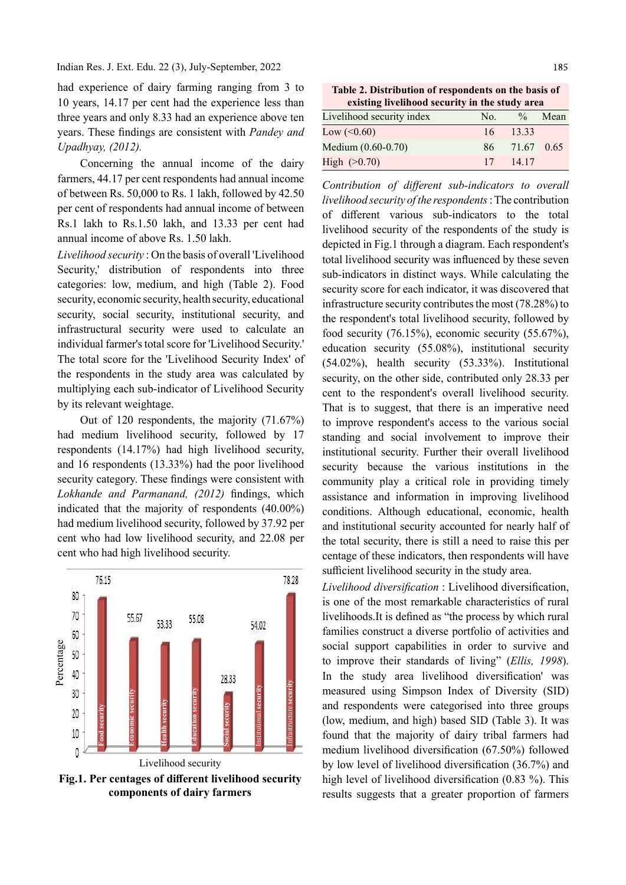had experience of dairy farming ranging from 3 to 10 years, 14.17 per cent had the experience less than three years and only 8.33 had an experience above ten years. These findings are consistent with *Pandey and Upadhyay, (2012).*

Concerning the annual income of the dairy farmers, 44.17 per cent respondents had annual income of between Rs. 50,000 to Rs. 1 lakh, followed by 42.50 per cent of respondents had annual income of between Rs.1 lakh to Rs.1.50 lakh, and 13.33 per cent had annual income of above Rs. 1.50 lakh.

*Livelihood security* : On the basis of overall 'Livelihood Security,' distribution of respondents into three categories: low, medium, and high (Table 2). Food security, economic security, health security, educational security, social security, institutional security, and infrastructural security were used to calculate an individual farmer's total score for 'Livelihood Security.' The total score for the 'Livelihood Security Index' of the respondents in the study area was calculated by multiplying each sub-indicator of Livelihood Security by its relevant weightage.

Out of 120 respondents, the majority (71.67%) had medium livelihood security, followed by 17 respondents (14.17%) had high livelihood security, and 16 respondents (13.33%) had the poor livelihood security category. These findings were consistent with *Lokhande and Parmanand, (2012)* findings, which indicated that the majority of respondents (40.00%) had medium livelihood security, followed by 37.92 per cent who had low livelihood security, and 22.08 per cent who had high livelihood security.

Percentage
80
70
60
50
40
30
20
10
0
76.15
55.67
53.33
55.08
28.33
54.02
78.28
Food security
Economic security
Health security
Education security
Social security
Institutional security
Infrastructure security
Livelihood security

**Fig.1. Per centages of different livelihood security components of dairy farmers**

**Table 2. Distribution of respondents on the basis of existing livelihood security in the study area**

| Livelihood security index | No. | % | Mean |
|---|---|---|---|
| Low (<0.60) | 16 | 13.33 | |
| Medium (0.60-0.70) | 86 | 71.67 | 0.65 |
| High (>0.70) | 17 | 14.17 | |

*Contribution of different sub-indicators to overall livelihood security of the respondents* : The contribution of different various sub-indicators to the total livelihood security of the respondents of the study is depicted in Fig.1 through a diagram. Each respondent's total livelihood security was influenced by these seven sub-indicators in distinct ways. While calculating the security score for each indicator, it was discovered that infrastructure security contributes the most (78.28%) to the respondent's total livelihood security, followed by food security (76.15%), economic security (55.67%), education security (55.08%), institutional security (54.02%), health security (53.33%). Institutional security, on the other side, contributed only 28.33 per cent to the respondent's overall livelihood security. That is to suggest, that there is an imperative need to improve respondent's access to the various social standing and social involvement to improve their institutional security. Further their overall livelihood security because the various institutions in the community play a critical role in providing timely assistance and information in improving livelihood conditions. Although educational, economic, health and institutional security accounted for nearly half of the total security, there is still a need to raise this per centage of these indicators, then respondents will have sufficient livelihood security in the study area.

*Livelihood diversification* : Livelihood diversification, is one of the most remarkable characteristics of rural livelihoods.It is defined as "the process by which rural families construct a diverse portfolio of activities and social support capabilities in order to survive and to improve their standards of living" (*Ellis, 1998*). In the study area livelihood diversification' was measured using Simpson Index of Diversity (SID) and respondents were categorised into three groups (low, medium, and high) based SID (Table 3). It was found that the majority of dairy tribal farmers had medium livelihood diversification (67.50%) followed by low level of livelihood diversification (36.7%) and high level of livelihood diversification (0.83 %). This results suggests that a greater proportion of farmers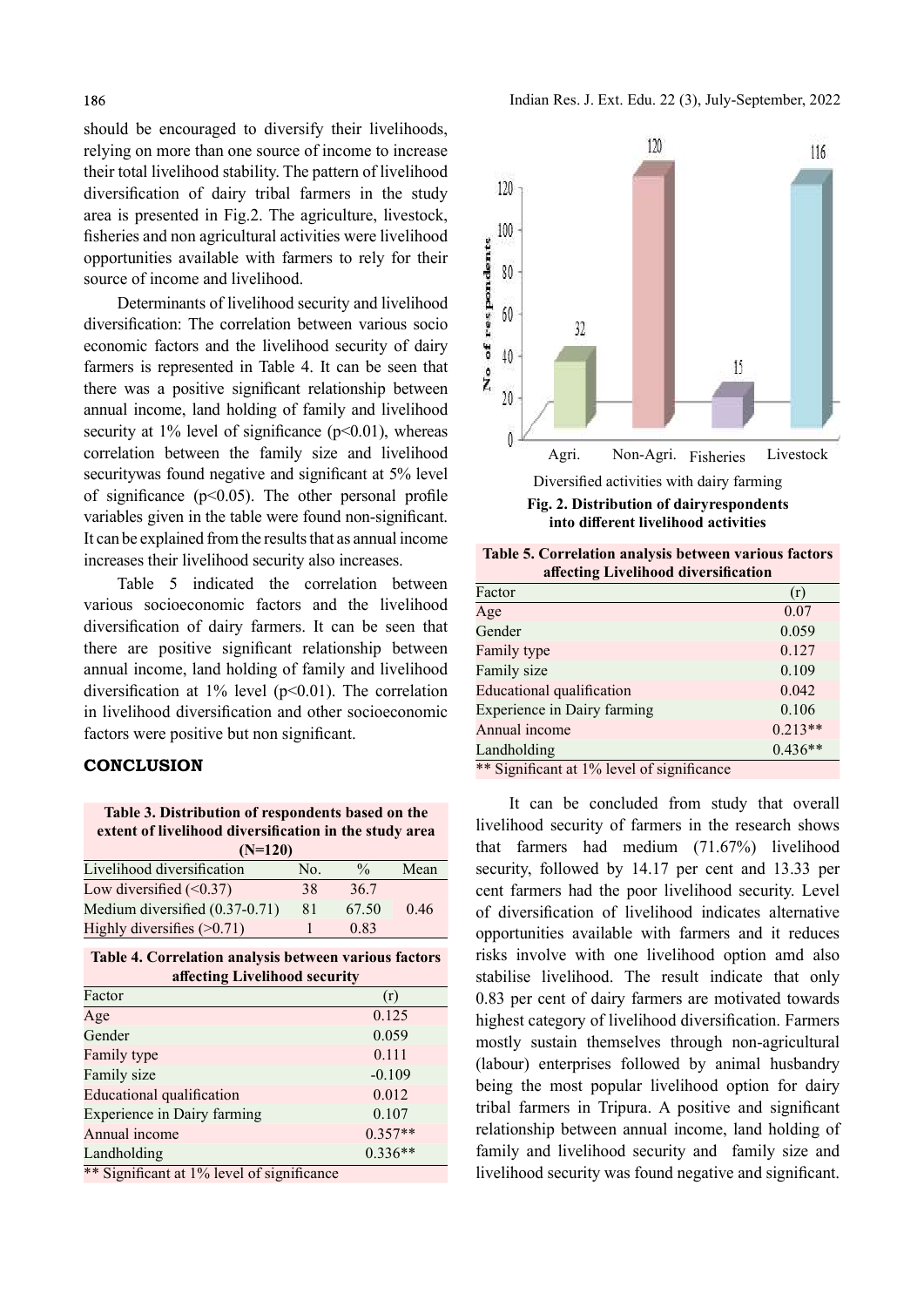should be encouraged to diversify their livelihoods, relying on more than one source of income to increase their total livelihood stability. The pattern of livelihood diversification of dairy tribal farmers in the study area is presented in Fig.2. The agriculture, livestock, fisheries and non agricultural activities were livelihood opportunities available with farmers to rely for their source of income and livelihood.

Determinants of livelihood security and livelihood diversification: The correlation between various socio economic factors and the livelihood security of dairy farmers is represented in Table 4. It can be seen that there was a positive significant relationship between annual income, land holding of family and livelihood security at 1% level of significance ($p<0.01$), whereas correlation between the family size and livelihood securitywas found negative and significant at 5% level of significance ($p<0.05$). The other personal profile variables given in the table were found non-significant. It can be explained from the results that as annual income increases their livelihood security also increases.

Table 5 indicated the correlation between various socioeconomic factors and the livelihood diversification of dairy farmers. It can be seen that there are positive significant relationship between annual income, land holding of family and livelihood diversification at 1% level ($p<0.01$). The correlation in livelihood diversification and other socioeconomic factors were positive but non significant.

## CONCLUSION

**Table 3. Distribution of respondents based on the extent of livelihood diversification in the study area (N=120)**

| Livelihood diversification | No. | % | Mean |
|---|---|---|---|
| Low diversified (<0.37) | 38 | 36.7 | |
| Medium diversified (0.37-0.71) | 81 | 67.50 | 0.46 |
| Highly diversifies (>0.71) | 1 | 0.83 | |

**Table 4. Correlation analysis between various factors affecting Livelihood security**

| Factor | (r) |
|---|---|
| Age | 0.125 |
| Gender | 0.059 |
| Family type | 0.111 |
| Family size | -0.109 |
| Educational qualification | 0.012 |
| Experience in Dairy farming | 0.107 |
| Annual income | 0.357** |
| Landholding | 0.336** |

** Significant at 1% level of significance

120
100
80
60
40
20
0
No of respondents
32
120
15
116
Agri.
Non-Agri.
Fisheries
Livestock
Diversified activities with dairy farming

**Fig. 2. Distribution of dairyrespondents into different livelihood activities**

**Table 5. Correlation analysis between various factors affecting Livelihood diversification**

| Factor | (r) |
|---|---|
| Age | 0.07 |
| Gender | 0.059 |
| Family type | 0.127 |
| Family size | 0.109 |
| Educational qualification | 0.042 |
| Experience in Dairy farming | 0.106 |
| Annual income | 0.213** |
| Landholding | 0.436** |

** Significant at 1% level of significance

It can be concluded from study that overall livelihood security of farmers in the research shows that farmers had medium (71.67%) livelihood security, followed by 14.17 per cent and 13.33 per cent farmers had the poor livelihood security. Level of diversification of livelihood indicates alternative opportunities available with farmers and it reduces risks involve with one livelihood option amd also stabilise livelihood. The result indicate that only 0.83 per cent of dairy farmers are motivated towards highest category of livelihood diversification. Farmers mostly sustain themselves through non-agricultural (labour) enterprises followed by animal husbandry being the most popular livelihood option for dairy tribal farmers in Tripura. A positive and significant relationship between annual income, land holding of family and livelihood security and family size and livelihood security was found negative and significant.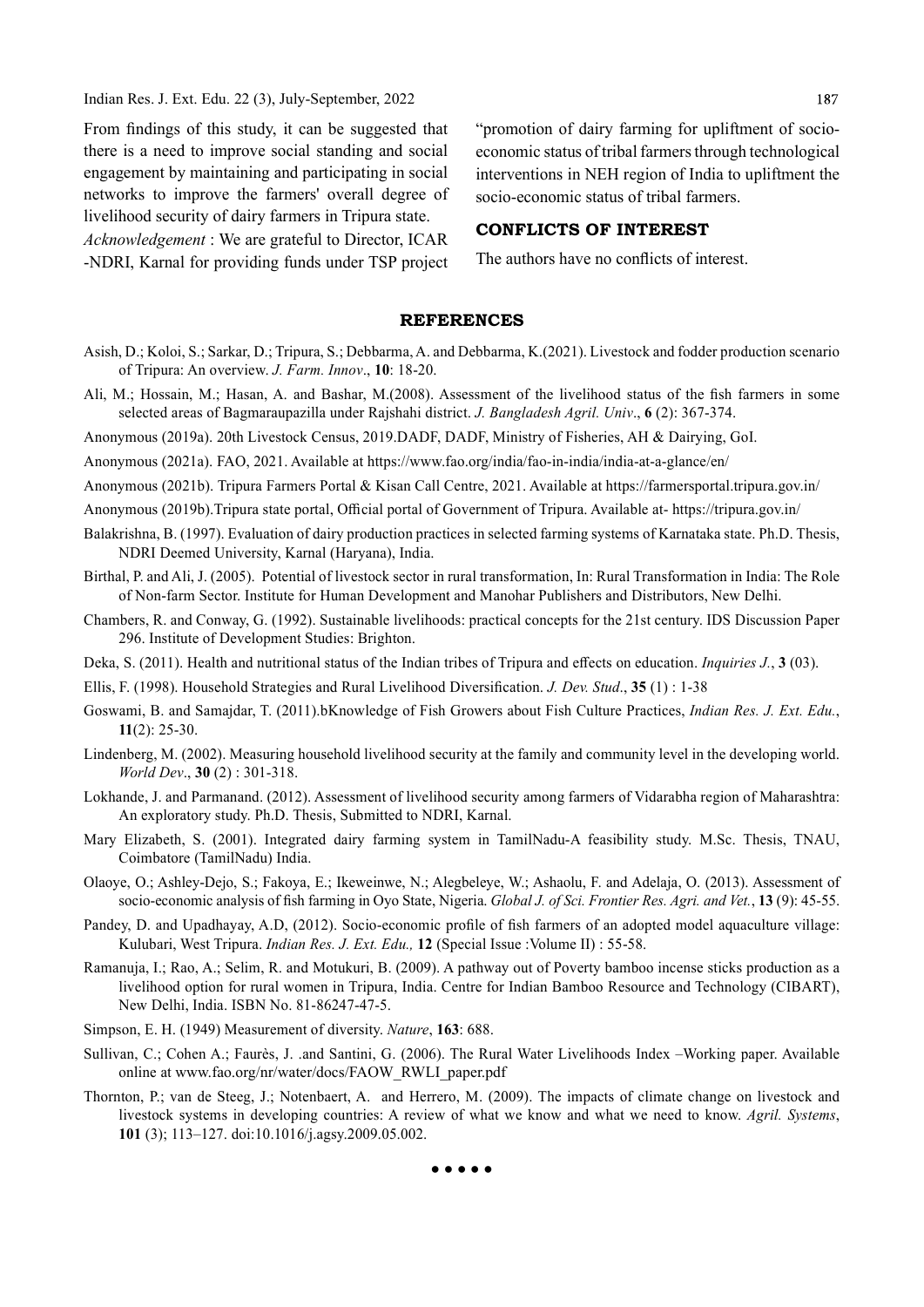From findings of this study, it can be suggested that there is a need to improve social standing and social engagement by maintaining and participating in social networks to improve the farmers' overall degree of livelihood security of dairy farmers in Tripura state.

*Acknowledgement* : We are grateful to Director, ICAR -NDRI, Karnal for providing funds under TSP project "promotion of dairy farming for upliftment of socio-economic status of tribal farmers through technological interventions in NEH region of India to upliftment the socio-economic status of tribal farmers.

## CONFLICTS OF INTEREST

The authors have no conflicts of interest.

## REFERENCES

Asish, D.; Koloi, S.; Sarkar, D.; Tripura, S.; Debbarma, A. and Debbarma, K.(2021). Livestock and fodder production scenario of Tripura: An overview. *J. Farm. Innov*., **10**: 18-20.

Ali, M.; Hossain, M.; Hasan, A. and Bashar, M.(2008). Assessment of the livelihood status of the fish farmers in some selected areas of Bagmaraupazilla under Rajshahi district. *J. Bangladesh Agril. Univ*., **6** (2): 367-374.

Anonymous (2019a). 20th Livestock Census, 2019.DADF, DADF, Ministry of Fisheries, AH & Dairying, GoI.

Anonymous (2021a). FAO, 2021. Available at https://www.fao.org/india/fao-in-india/india-at-a-glance/en/

Anonymous (2021b). Tripura Farmers Portal & Kisan Call Centre, 2021. Available at https://farmersportal.tripura.gov.in/

Anonymous (2019b).Tripura state portal, Official portal of Government of Tripura. Available at- https://tripura.gov.in/

Balakrishna, B. (1997). Evaluation of dairy production practices in selected farming systems of Karnataka state. Ph.D. Thesis, NDRI Deemed University, Karnal (Haryana), India.

Birthal, P. and Ali, J. (2005). Potential of livestock sector in rural transformation, In: Rural Transformation in India: The Role of Non-farm Sector. Institute for Human Development and Manohar Publishers and Distributors, New Delhi.

Chambers, R. and Conway, G. (1992). Sustainable livelihoods: practical concepts for the 21st century. IDS Discussion Paper 296. Institute of Development Studies: Brighton.

Deka, S. (2011). Health and nutritional status of the Indian tribes of Tripura and effects on education. *Inquiries J.*, **3** (03).

Ellis, F. (1998). Household Strategies and Rural Livelihood Diversification. *J. Dev. Stud*., **35** (1) : 1-38

Goswami, B. and Samajdar, T. (2011).bKnowledge of Fish Growers about Fish Culture Practices, *Indian Res. J. Ext. Edu.*, **11**(2): 25-30.

Lindenberg, M. (2002). Measuring household livelihood security at the family and community level in the developing world. *World Dev*., **30** (2) : 301-318.

Lokhande, J. and Parmanand. (2012). Assessment of livelihood security among farmers of Vidarabha region of Maharashtra: An exploratory study. Ph.D. Thesis, Submitted to NDRI, Karnal.

Mary Elizabeth, S. (2001). Integrated dairy farming system in TamilNadu-A feasibility study. M.Sc. Thesis, TNAU, Coimbatore (TamilNadu) India.

Olaoye, O.; Ashley-Dejo, S.; Fakoya, E.; Ikeweinwe, N.; Alegbeleye, W.; Ashaolu, F. and Adelaja, O. (2013). Assessment of socio-economic analysis of fish farming in Oyo State, Nigeria. *Global J. of Sci. Frontier Res. Agri. and Vet.*, **13** (9): 45-55.

Pandey, D. and Upadhayay, A.D, (2012). Socio-economic profile of fish farmers of an adopted model aquaculture village: Kulubari, West Tripura. *Indian Res. J. Ext. Edu.,* **12** (Special Issue :Volume II) : 55-58.

Ramanuja, I.; Rao, A.; Selim, R. and Motukuri, B. (2009). A pathway out of Poverty bamboo incense sticks production as a livelihood option for rural women in Tripura, India. Centre for Indian Bamboo Resource and Technology (CIBART), New Delhi, India. ISBN No. 81-86247-47-5.

Simpson, E. H. (1949) Measurement of diversity. *Nature*, **163**: 688.

Sullivan, C.; Cohen A.; Faurès, J. .and Santini, G. (2006). The Rural Water Livelihoods Index –Working paper. Available online at www.fao.org/nr/water/docs/FAOW_RWLI_paper.pdf

Thornton, P.; van de Steeg, J.; Notenbaert, A. and Herrero, M. (2009). The impacts of climate change on livestock and livestock systems in developing countries: A review of what we know and what we need to know. *Agril. Systems*, **101** (3); 113–127. doi:10.1016/j.agsy.2009.05.002.

• • • • •